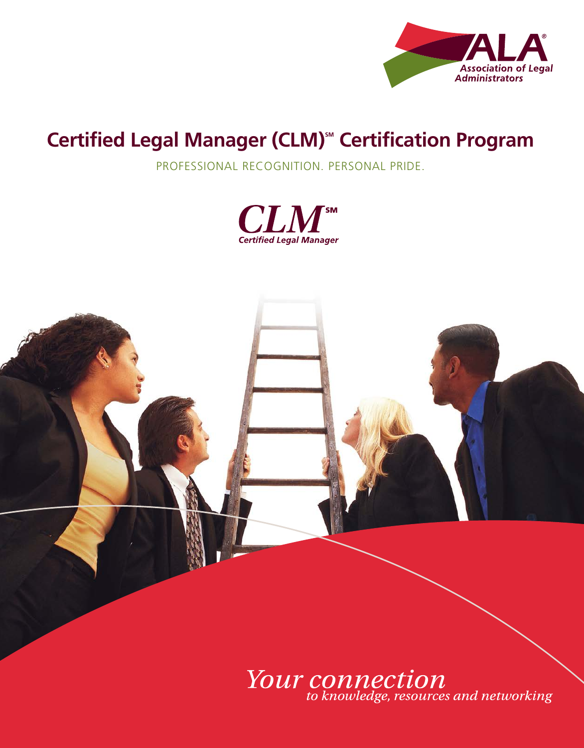ALA®
Association of Legal Administrators

# Certified Legal Manager (CLM)℠ Certification Program

PROFESSIONAL RECOGNITION. PERSONAL PRIDE.

*CLM*℠
*Certified Legal Manager*

*Your connection*
*to knowledge, resources and networking*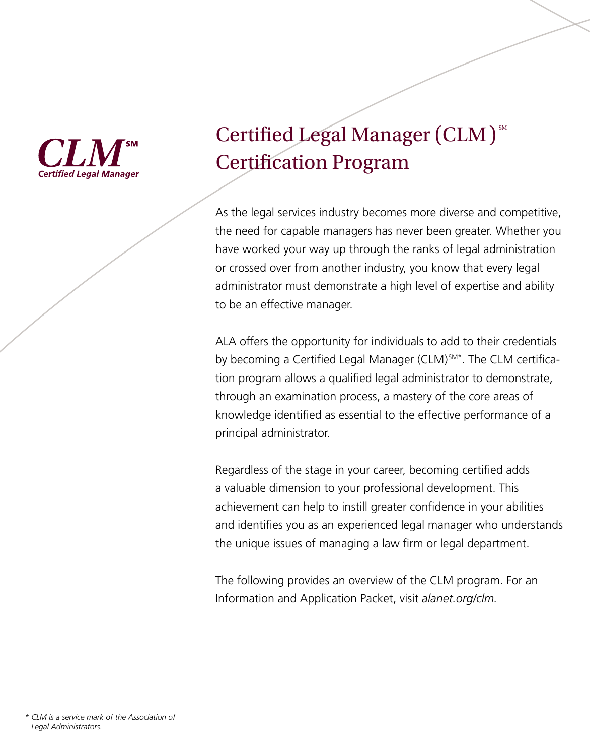CLM℠
*Certified Legal Manager*

# Certified Legal Manager (CLM)℠ Certification Program

As the legal services industry becomes more diverse and competitive, the need for capable managers has never been greater. Whether you have worked your way up through the ranks of legal administration or crossed over from another industry, you know that every legal administrator must demonstrate a high level of expertise and ability to be an effective manager.

ALA offers the opportunity for individuals to add to their credentials by becoming a Certified Legal Manager (CLM)℠*. The CLM certification program allows a qualified legal administrator to demonstrate, through an examination process, a mastery of the core areas of knowledge identified as essential to the effective performance of a principal administrator.

Regardless of the stage in your career, becoming certified adds a valuable dimension to your professional development. This achievement can help to instill greater confidence in your abilities and identifies you as an experienced legal manager who understands the unique issues of managing a law firm or legal department.

The following provides an overview of the CLM program. For an Information and Application Packet, visit *alanet.org/clm.*

\* *CLM is a service mark of the Association of Legal Administrators.*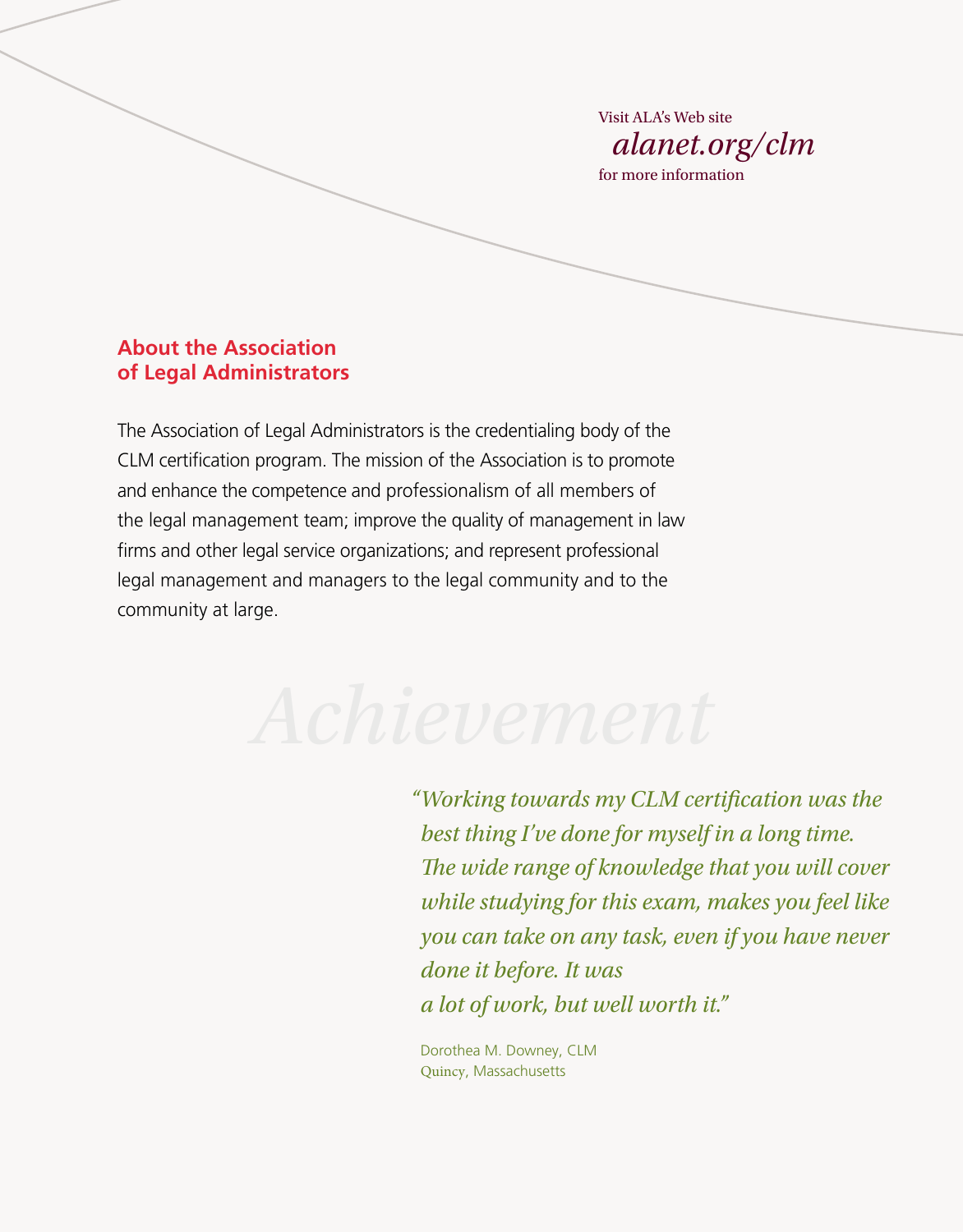Visit ALA's Web site
*alanet.org/clm*
for more information

## About the Association of Legal Administrators

The Association of Legal Administrators is the credentialing body of the CLM certification program. The mission of the Association is to promote and enhance the competence and professionalism of all members of the legal management team; improve the quality of management in law firms and other legal service organizations; and represent professional legal management and managers to the legal community and to the community at large.

*Achievement*

*"Working towards my CLM certification was the best thing I've done for myself in a long time. The wide range of knowledge that you will cover while studying for this exam, makes you feel like you can take on any task, even if you have never done it before. It was a lot of work, but well worth it."*

Dorothea M. Downey, CLM
Quincy, Massachusetts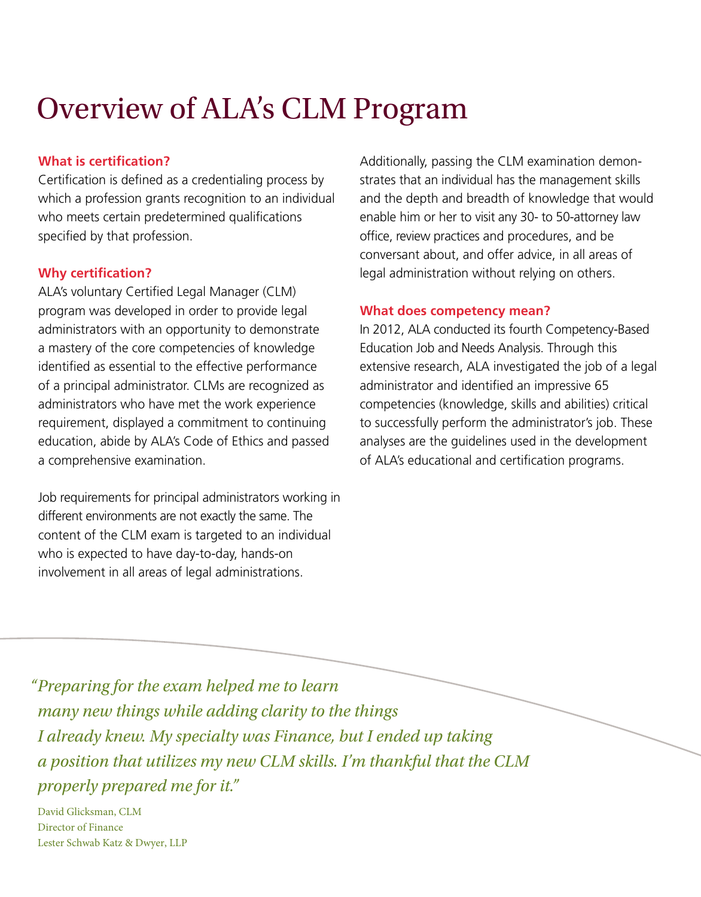# Overview of ALA's CLM Program

**What is certification?**

Certification is defined as a credentialing process by which a profession grants recognition to an individual who meets certain predetermined qualifications specified by that profession.

**Why certification?**

ALA's voluntary Certified Legal Manager (CLM) program was developed in order to provide legal administrators with an opportunity to demonstrate a mastery of the core competencies of knowledge identified as essential to the effective performance of a principal administrator. CLMs are recognized as administrators who have met the work experience requirement, displayed a commitment to continuing education, abide by ALA's Code of Ethics and passed a comprehensive examination.

Job requirements for principal administrators working in different environments are not exactly the same. The content of the CLM exam is targeted to an individual who is expected to have day-to-day, hands-on involvement in all areas of legal administrations.

Additionally, passing the CLM examination demonstrates that an individual has the management skills and the depth and breadth of knowledge that would enable him or her to visit any 30- to 50-attorney law office, review practices and procedures, and be conversant about, and offer advice, in all areas of legal administration without relying on others.

**What does competency mean?**

In 2012, ALA conducted its fourth Competency-Based Education Job and Needs Analysis. Through this extensive research, ALA investigated the job of a legal administrator and identified an impressive 65 competencies (knowledge, skills and abilities) critical to successfully perform the administrator's job. These analyses are the guidelines used in the development of ALA's educational and certification programs.

*"Preparing for the exam helped me to learn many new things while adding clarity to the things I already knew. My specialty was Finance, but I ended up taking a position that utilizes my new CLM skills. I'm thankful that the CLM properly prepared me for it."*

David Glicksman, CLM
Director of Finance
Lester Schwab Katz & Dwyer, LLP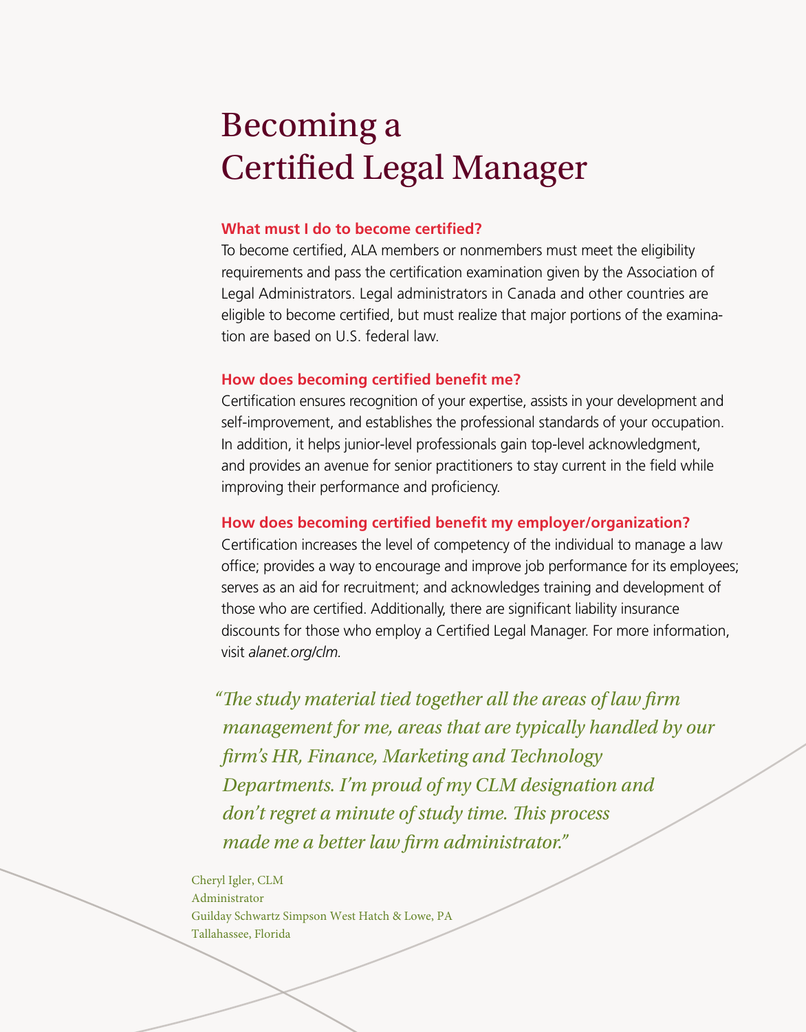# Becoming a Certified Legal Manager

### What must I do to become certified?

To become certified, ALA members or nonmembers must meet the eligibility requirements and pass the certification examination given by the Association of Legal Administrators. Legal administrators in Canada and other countries are eligible to become certified, but must realize that major portions of the examination are based on U.S. federal law.

### How does becoming certified benefit me?

Certification ensures recognition of your expertise, assists in your development and self-improvement, and establishes the professional standards of your occupation. In addition, it helps junior-level professionals gain top-level acknowledgment, and provides an avenue for senior practitioners to stay current in the field while improving their performance and proficiency.

### How does becoming certified benefit my employer/organization?

Certification increases the level of competency of the individual to manage a law office; provides a way to encourage and improve job performance for its employees; serves as an aid for recruitment; and acknowledges training and development of those who are certified. Additionally, there are significant liability insurance discounts for those who employ a Certified Legal Manager. For more information, visit *alanet.org/clm.*

*"The study material tied together all the areas of law firm management for me, areas that are typically handled by our firm's HR, Finance, Marketing and Technology Departments. I'm proud of my CLM designation and don't regret a minute of study time. This process made me a better law firm administrator."*

Cheryl Igler, CLM
Administrator
Guilday Schwartz Simpson West Hatch & Lowe, PA
Tallahassee, Florida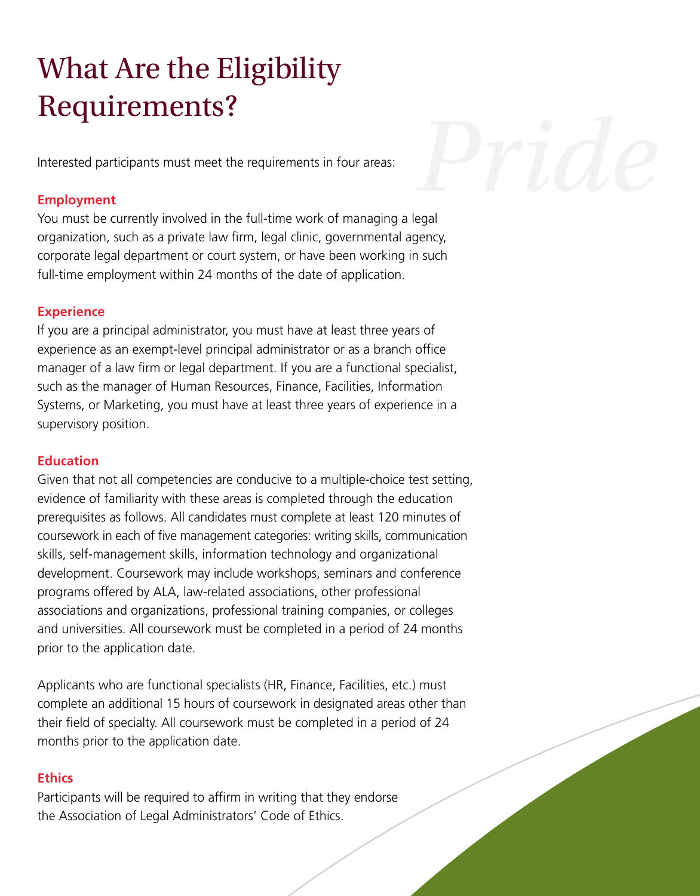# What Are the Eligibility Requirements?

Interested participants must meet the requirements in four areas:

### Employment

You must be currently involved in the full-time work of managing a legal organization, such as a private law firm, legal clinic, governmental agency, corporate legal department or court system, or have been working in such full-time employment within 24 months of the date of application.

### Experience

If you are a principal administrator, you must have at least three years of experience as an exempt-level principal administrator or as a branch office manager of a law firm or legal department. If you are a functional specialist, such as the manager of Human Resources, Finance, Facilities, Information Systems, or Marketing, you must have at least three years of experience in a supervisory position.

### Education

Given that not all competencies are conducive to a multiple-choice test setting, evidence of familiarity with these areas is completed through the education prerequisites as follows. All candidates must complete at least 120 minutes of coursework in each of five management categories: writing skills, communication skills, self-management skills, information technology and organizational development. Coursework may include workshops, seminars and conference programs offered by ALA, law-related associations, other professional associations and organizations, professional training companies, or colleges and universities. All coursework must be completed in a period of 24 months prior to the application date.

Applicants who are functional specialists (HR, Finance, Facilities, etc.) must complete an additional 15 hours of coursework in designated areas other than their field of specialty. All coursework must be completed in a period of 24 months prior to the application date.

### Ethics

Participants will be required to affirm in writing that they endorse the Association of Legal Administrators' Code of Ethics.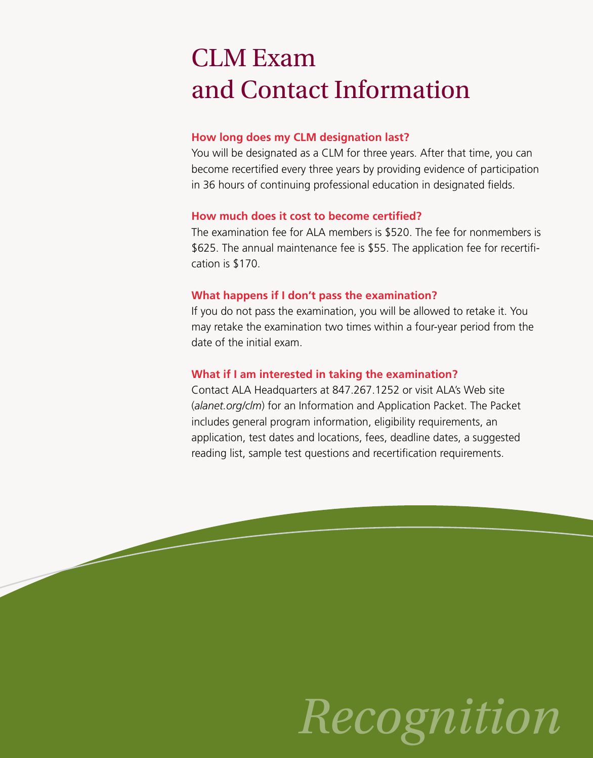# CLM Exam and Contact Information

**How long does my CLM designation last?**

You will be designated as a CLM for three years. After that time, you can become recertified every three years by providing evidence of participation in 36 hours of continuing professional education in designated fields.

**How much does it cost to become certified?**

The examination fee for ALA members is $520. The fee for nonmembers is $625. The annual maintenance fee is $55. The application fee for recertification is $170.

**What happens if I don't pass the examination?**

If you do not pass the examination, you will be allowed to retake it. You may retake the examination two times within a four-year period from the date of the initial exam.

**What if I am interested in taking the examination?**

Contact ALA Headquarters at 847.267.1252 or visit ALA's Web site (*alanet.org/clm*) for an Information and Application Packet. The Packet includes general program information, eligibility requirements, an application, test dates and locations, fees, deadline dates, a suggested reading list, sample test questions and recertification requirements.

*Recognition*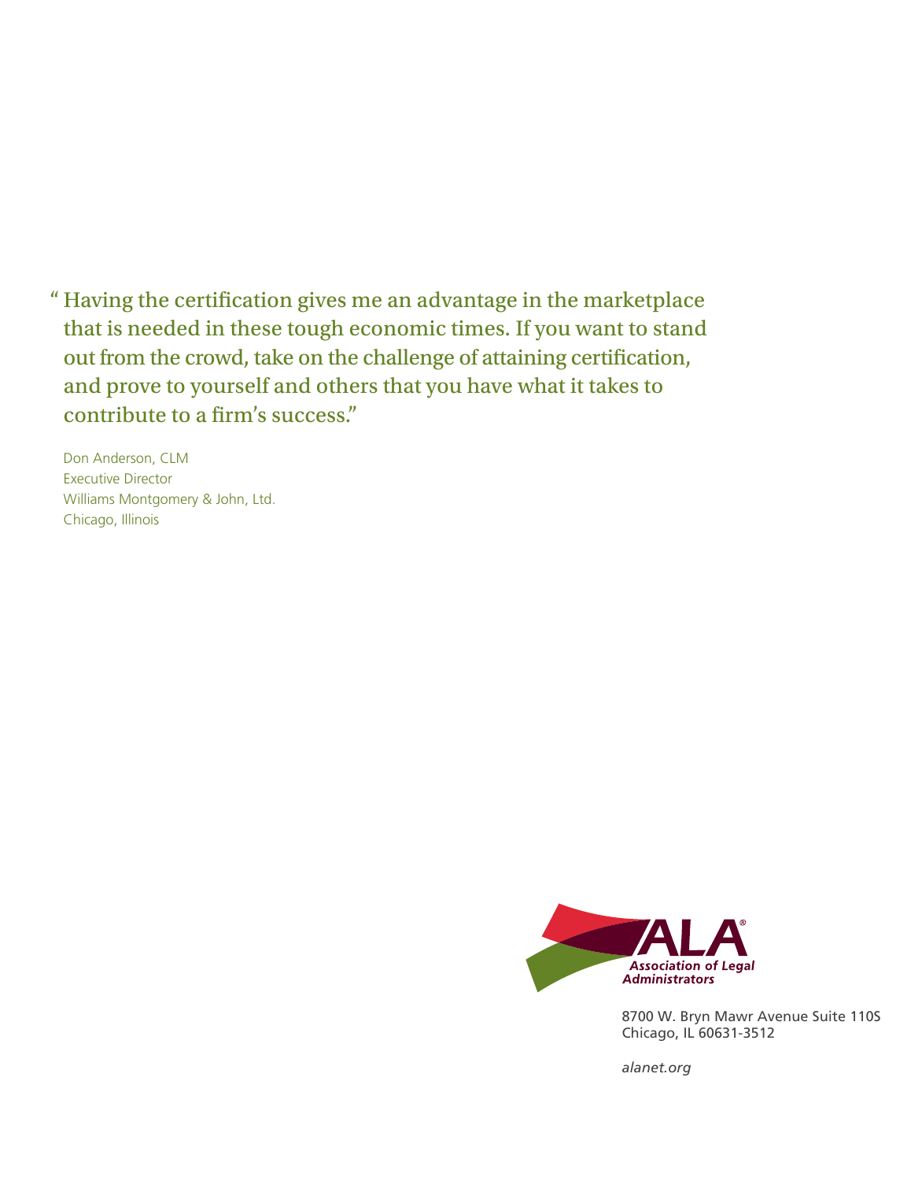"Having the certification gives me an advantage in the marketplace that is needed in these tough economic times. If you want to stand out from the crowd, take on the challenge of attaining certification, and prove to yourself and others that you have what it takes to contribute to a firm's success."

Don Anderson, CLM
Executive Director
Williams Montgomery & John, Ltd.
Chicago, Illinois

ALA®
Association of Legal Administrators

8700 W. Bryn Mawr Avenue Suite 110S
Chicago, IL 60631-3512

*alanet.org*